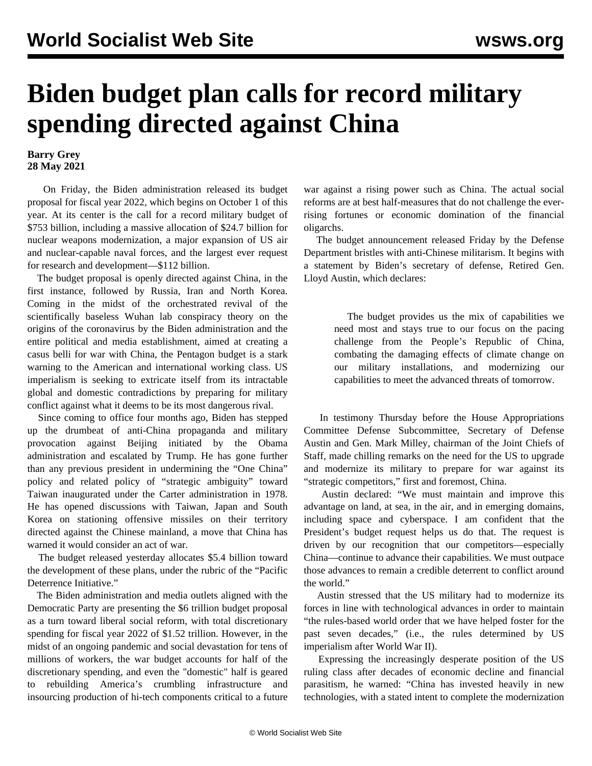# Biden budget plan calls for record military spending directed against China

**Barry Grey**
**28 May 2021**

On Friday, the Biden administration released its budget proposal for fiscal year 2022, which begins on October 1 of this year. At its center is the call for a record military budget of $753 billion, including a massive allocation of $24.7 billion for nuclear weapons modernization, a major expansion of US air and nuclear-capable naval forces, and the largest ever request for research and development—$112 billion.

The budget proposal is openly directed against China, in the first instance, followed by Russia, Iran and North Korea. Coming in the midst of the orchestrated revival of the scientifically baseless Wuhan lab conspiracy theory on the origins of the coronavirus by the Biden administration and the entire political and media establishment, aimed at creating a casus belli for war with China, the Pentagon budget is a stark warning to the American and international working class. US imperialism is seeking to extricate itself from its intractable global and domestic contradictions by preparing for military conflict against what it deems to be its most dangerous rival.

Since coming to office four months ago, Biden has stepped up the drumbeat of anti-China propaganda and military provocation against Beijing initiated by the Obama administration and escalated by Trump. He has gone further than any previous president in undermining the "One China" policy and related policy of "strategic ambiguity" toward Taiwan inaugurated under the Carter administration in 1978. He has opened discussions with Taiwan, Japan and South Korea on stationing offensive missiles on their territory directed against the Chinese mainland, a move that China has warned it would consider an act of war.

The budget released yesterday allocates $5.4 billion toward the development of these plans, under the rubric of the "Pacific Deterrence Initiative."

The Biden administration and media outlets aligned with the Democratic Party are presenting the $6 trillion budget proposal as a turn toward liberal social reform, with total discretionary spending for fiscal year 2022 of $1.52 trillion. However, in the midst of an ongoing pandemic and social devastation for tens of millions of workers, the war budget accounts for half of the discretionary spending, and even the "domestic" half is geared to rebuilding America's crumbling infrastructure and insourcing production of hi-tech components critical to a future war against a rising power such as China. The actual social reforms are at best half-measures that do not challenge the ever-rising fortunes or economic domination of the financial oligarchs.

The budget announcement released Friday by the Defense Department bristles with anti-Chinese militarism. It begins with a statement by Biden's secretary of defense, Retired Gen. Lloyd Austin, which declares:

> The budget provides us the mix of capabilities we need most and stays true to our focus on the pacing challenge from the People's Republic of China, combating the damaging effects of climate change on our military installations, and modernizing our capabilities to meet the advanced threats of tomorrow.

In testimony Thursday before the House Appropriations Committee Defense Subcommittee, Secretary of Defense Austin and Gen. Mark Milley, chairman of the Joint Chiefs of Staff, made chilling remarks on the need for the US to upgrade and modernize its military to prepare for war against its "strategic competitors," first and foremost, China.

Austin declared: "We must maintain and improve this advantage on land, at sea, in the air, and in emerging domains, including space and cyberspace. I am confident that the President's budget request helps us do that. The request is driven by our recognition that our competitors—especially China—continue to advance their capabilities. We must outpace those advances to remain a credible deterrent to conflict around the world."

Austin stressed that the US military had to modernize its forces in line with technological advances in order to maintain "the rules-based world order that we have helped foster for the past seven decades," (i.e., the rules determined by US imperialism after World War II).

Expressing the increasingly desperate position of the US ruling class after decades of economic decline and financial parasitism, he warned: "China has invested heavily in new technologies, with a stated intent to complete the modernization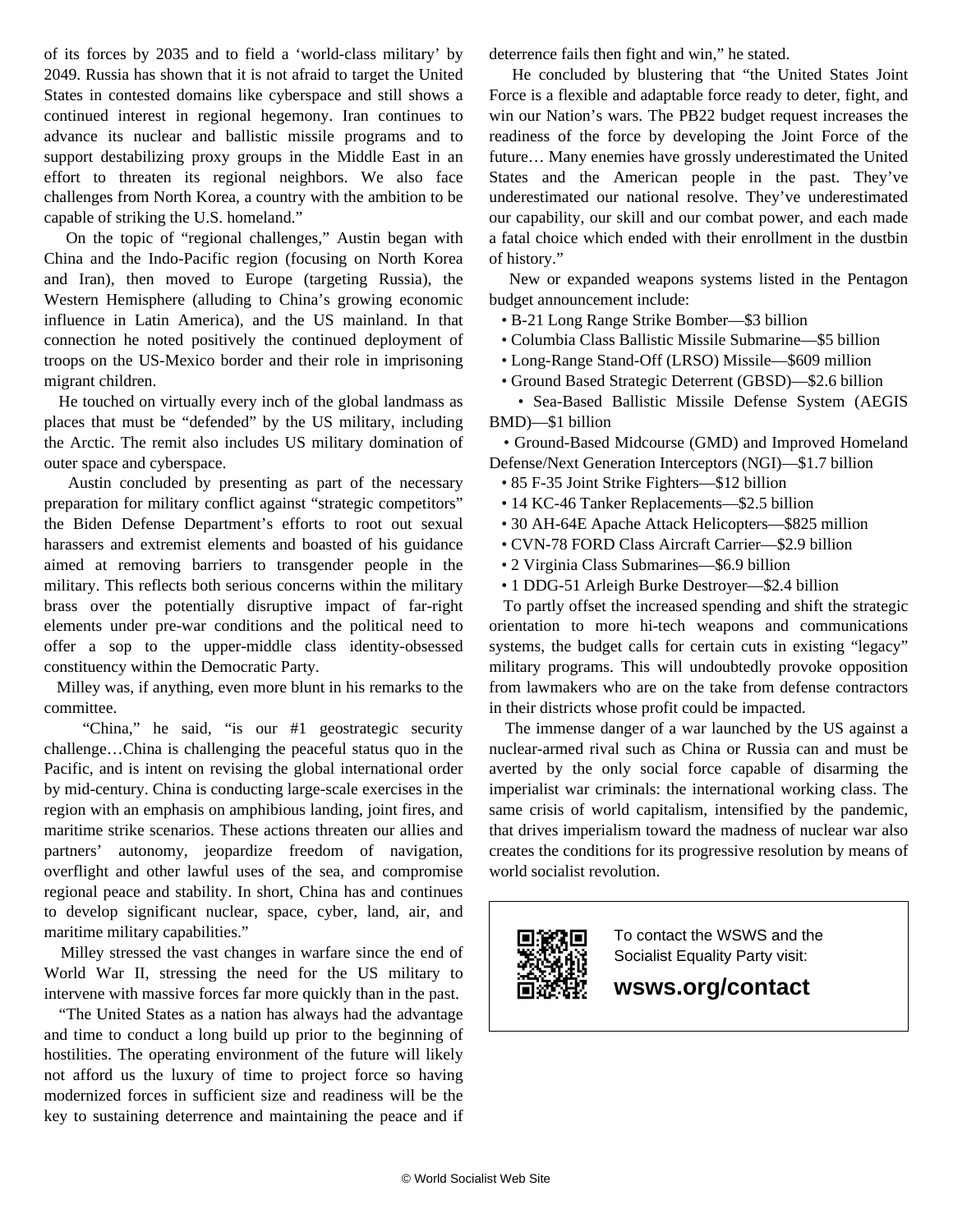of its forces by 2035 and to field a 'world-class military' by 2049. Russia has shown that it is not afraid to target the United States in contested domains like cyberspace and still shows a continued interest in regional hegemony. Iran continues to advance its nuclear and ballistic missile programs and to support destabilizing proxy groups in the Middle East in an effort to threaten its regional neighbors. We also face challenges from North Korea, a country with the ambition to be capable of striking the U.S. homeland."

On the topic of "regional challenges," Austin began with China and the Indo-Pacific region (focusing on North Korea and Iran), then moved to Europe (targeting Russia), the Western Hemisphere (alluding to China's growing economic influence in Latin America), and the US mainland. In that connection he noted positively the continued deployment of troops on the US-Mexico border and their role in imprisoning migrant children.

He touched on virtually every inch of the global landmass as places that must be "defended" by the US military, including the Arctic. The remit also includes US military domination of outer space and cyberspace.

Austin concluded by presenting as part of the necessary preparation for military conflict against "strategic competitors" the Biden Defense Department's efforts to root out sexual harassers and extremist elements and boasted of his guidance aimed at removing barriers to transgender people in the military. This reflects both serious concerns within the military brass over the potentially disruptive impact of far-right elements under pre-war conditions and the political need to offer a sop to the upper-middle class identity-obsessed constituency within the Democratic Party.

Milley was, if anything, even more blunt in his remarks to the committee.

"China," he said, "is our #1 geostrategic security challenge…China is challenging the peaceful status quo in the Pacific, and is intent on revising the global international order by mid-century. China is conducting large-scale exercises in the region with an emphasis on amphibious landing, joint fires, and maritime strike scenarios. These actions threaten our allies and partners' autonomy, jeopardize freedom of navigation, overflight and other lawful uses of the sea, and compromise regional peace and stability. In short, China has and continues to develop significant nuclear, space, cyber, land, air, and maritime military capabilities."

Milley stressed the vast changes in warfare since the end of World War II, stressing the need for the US military to intervene with massive forces far more quickly than in the past.

"The United States as a nation has always had the advantage and time to conduct a long build up prior to the beginning of hostilities. The operating environment of the future will likely not afford us the luxury of time to project force so having modernized forces in sufficient size and readiness will be the key to sustaining deterrence and maintaining the peace and if deterrence fails then fight and win," he stated.

He concluded by blustering that "the United States Joint Force is a flexible and adaptable force ready to deter, fight, and win our Nation's wars. The PB22 budget request increases the readiness of the force by developing the Joint Force of the future… Many enemies have grossly underestimated the United States and the American people in the past. They've underestimated our national resolve. They've underestimated our capability, our skill and our combat power, and each made a fatal choice which ended with their enrollment in the dustbin of history."

New or expanded weapons systems listed in the Pentagon budget announcement include:

- B-21 Long Range Strike Bomber—$3 billion
- Columbia Class Ballistic Missile Submarine—$5 billion
- Long-Range Stand-Off (LRSO) Missile—$609 million
- Ground Based Strategic Deterrent (GBSD)—$2.6 billion
- Sea-Based Ballistic Missile Defense System (AEGIS BMD)—$1 billion
- Ground-Based Midcourse (GMD) and Improved Homeland Defense/Next Generation Interceptors (NGI)—$1.7 billion
- 85 F-35 Joint Strike Fighters—$12 billion
- 14 KC-46 Tanker Replacements—$2.5 billion
- 30 AH-64E Apache Attack Helicopters—$825 million
- CVN-78 FORD Class Aircraft Carrier—$2.9 billion
- 2 Virginia Class Submarines—$6.9 billion
- 1 DDG-51 Arleigh Burke Destroyer—$2.4 billion

To partly offset the increased spending and shift the strategic orientation to more hi-tech weapons and communications systems, the budget calls for certain cuts in existing "legacy" military programs. This will undoubtedly provoke opposition from lawmakers who are on the take from defense contractors in their districts whose profit could be impacted.

The immense danger of a war launched by the US against a nuclear-armed rival such as China or Russia can and must be averted by the only social force capable of disarming the imperialist war criminals: the international working class. The same crisis of world capitalism, intensified by the pandemic, that drives imperialism toward the madness of nuclear war also creates the conditions for its progressive resolution by means of world socialist revolution.

To contact the WSWS and the Socialist Equality Party visit:

**wsws.org/contact**